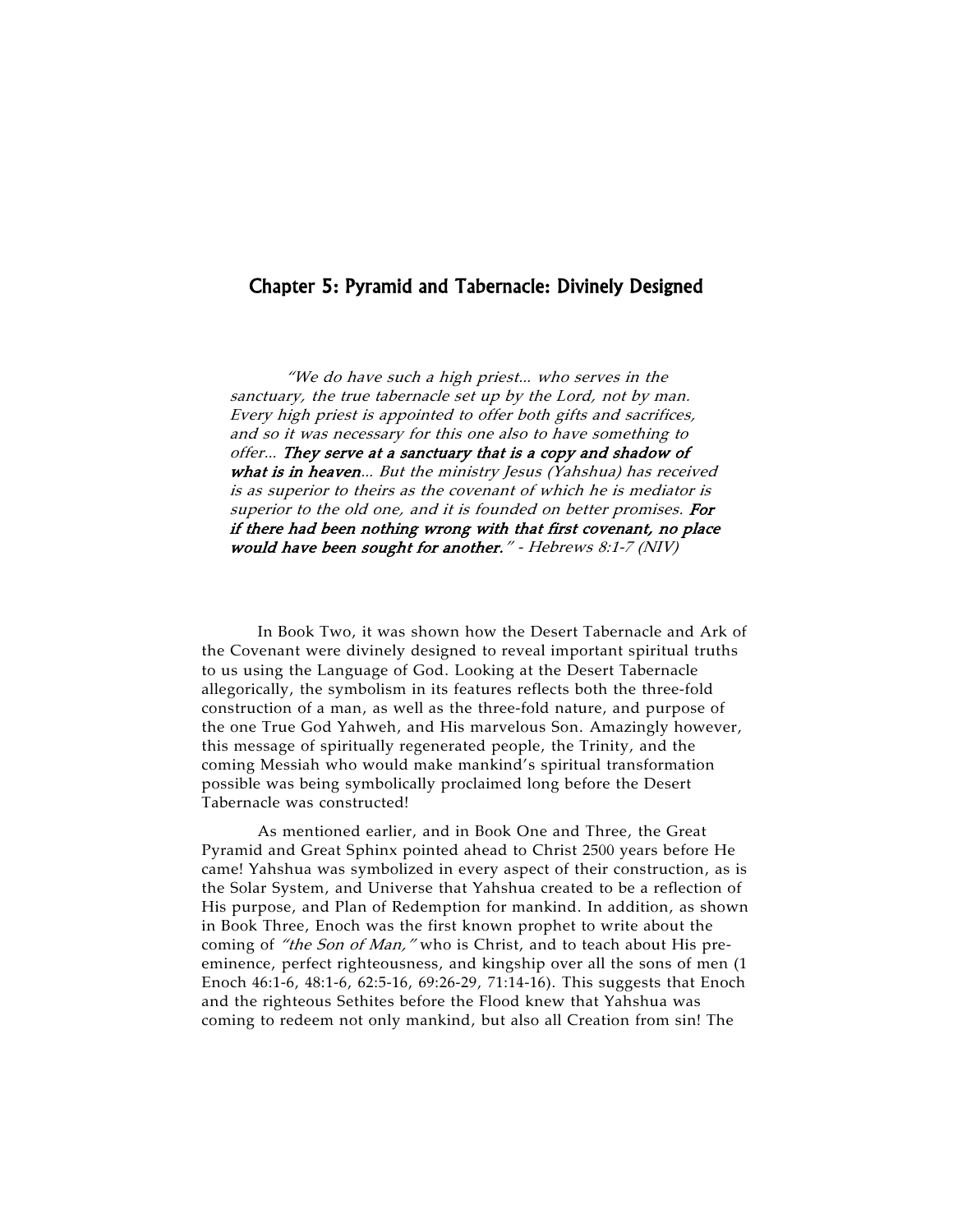## Chapter 5: Pyramid and Tabernacle: Divinely Designed

> *"We do have such a high priest... who serves in the sanctuary, the true tabernacle set up by the Lord, not by man. Every high priest is appointed to offer both gifts and sacrifices, and so it was necessary for this one also to have something to offer...* ***They serve at a sanctuary that is a copy and shadow of what is in heaven****... But the ministry Jesus (Yahshua) has received is as superior to theirs as the covenant of which he is mediator is superior to the old one, and it is founded on better promises.* ***For if there had been nothing wrong with that first covenant, no place would have been sought for another.****"* - *Hebrews 8:1-7 (NIV)*

In Book Two, it was shown how the Desert Tabernacle and Ark of the Covenant were divinely designed to reveal important spiritual truths to us using the Language of God. Looking at the Desert Tabernacle allegorically, the symbolism in its features reflects both the three-fold construction of a man, as well as the three-fold nature, and purpose of the one True God Yahweh, and His marvelous Son. Amazingly however, this message of spiritually regenerated people, the Trinity, and the coming Messiah who would make mankind's spiritual transformation possible was being symbolically proclaimed long before the Desert Tabernacle was constructed!

As mentioned earlier, and in Book One and Three, the Great Pyramid and Great Sphinx pointed ahead to Christ 2500 years before He came! Yahshua was symbolized in every aspect of their construction, as is the Solar System, and Universe that Yahshua created to be a reflection of His purpose, and Plan of Redemption for mankind. In addition, as shown in Book Three, Enoch was the first known prophet to write about the coming of *"the Son of Man,"* who is Christ, and to teach about His pre-eminence, perfect righteousness, and kingship over all the sons of men (1 Enoch 46:1-6, 48:1-6, 62:5-16, 69:26-29, 71:14-16). This suggests that Enoch and the righteous Sethites before the Flood knew that Yahshua was coming to redeem not only mankind, but also all Creation from sin! The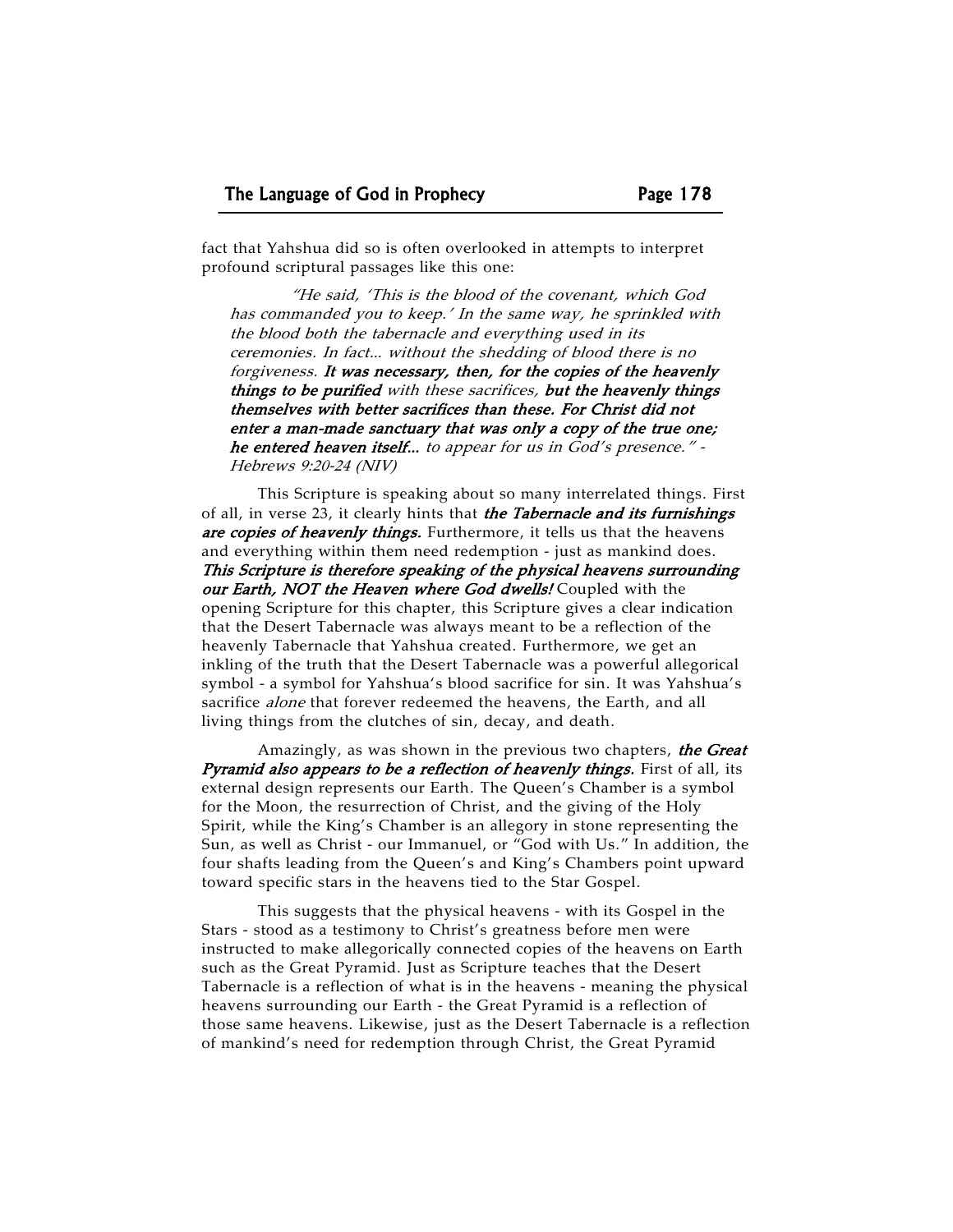fact that Yahshua did so is often overlooked in attempts to interpret profound scriptural passages like this one:

> *"He said, 'This is the blood of the covenant, which God has commanded you to keep.' In the same way, he sprinkled with the blood both the tabernacle and everything used in its ceremonies. In fact... without the shedding of blood there is no forgiveness.* ***It was necessary, then, for the copies of the heavenly things to be purified*** *with these sacrifices,* ***but the heavenly things themselves with better sacrifices than these. For Christ did not enter a man-made sanctuary that was only a copy of the true one; he entered heaven itself...*** *to appear for us in God's presence." - Hebrews 9:20-24 (NIV)*

This Scripture is speaking about so many interrelated things. First of all, in verse 23, it clearly hints that ***the Tabernacle and its furnishings are copies of heavenly things.*** Furthermore, it tells us that the heavens and everything within them need redemption - just as mankind does. ***This Scripture is therefore speaking of the physical heavens surrounding our Earth, NOT the Heaven where God dwells!*** Coupled with the opening Scripture for this chapter, this Scripture gives a clear indication that the Desert Tabernacle was always meant to be a reflection of the heavenly Tabernacle that Yahshua created. Furthermore, we get an inkling of the truth that the Desert Tabernacle was a powerful allegorical symbol - a symbol for Yahshua's blood sacrifice for sin. It was Yahshua's sacrifice *alone* that forever redeemed the heavens, the Earth, and all living things from the clutches of sin, decay, and death.

Amazingly, as was shown in the previous two chapters, ***the Great Pyramid also appears to be a reflection of heavenly things.*** First of all, its external design represents our Earth. The Queen's Chamber is a symbol for the Moon, the resurrection of Christ, and the giving of the Holy Spirit, while the King's Chamber is an allegory in stone representing the Sun, as well as Christ - our Immanuel, or "God with Us." In addition, the four shafts leading from the Queen's and King's Chambers point upward toward specific stars in the heavens tied to the Star Gospel.

This suggests that the physical heavens - with its Gospel in the Stars - stood as a testimony to Christ's greatness before men were instructed to make allegorically connected copies of the heavens on Earth such as the Great Pyramid. Just as Scripture teaches that the Desert Tabernacle is a reflection of what is in the heavens - meaning the physical heavens surrounding our Earth - the Great Pyramid is a reflection of those same heavens. Likewise, just as the Desert Tabernacle is a reflection of mankind's need for redemption through Christ, the Great Pyramid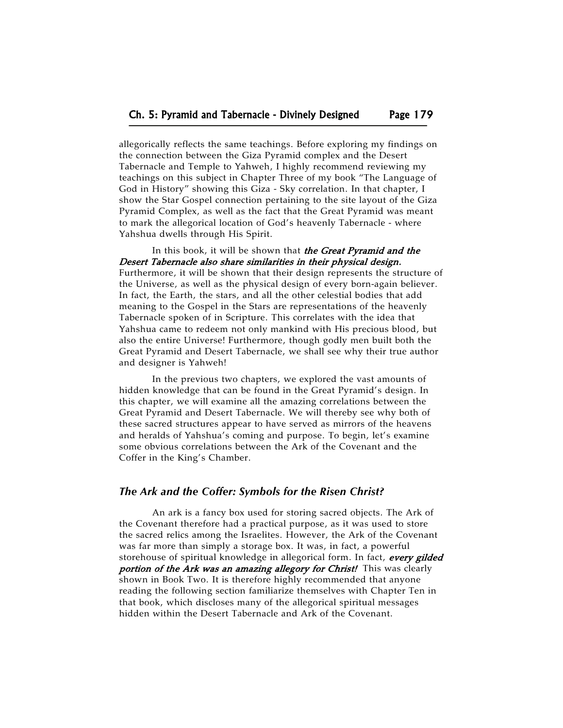allegorically reflects the same teachings. Before exploring my findings on the connection between the Giza Pyramid complex and the Desert Tabernacle and Temple to Yahweh, I highly recommend reviewing my teachings on this subject in Chapter Three of my book "The Language of God in History" showing this Giza - Sky correlation. In that chapter, I show the Star Gospel connection pertaining to the site layout of the Giza Pyramid Complex, as well as the fact that the Great Pyramid was meant to mark the allegorical location of God's heavenly Tabernacle - where Yahshua dwells through His Spirit.

In this book, it will be shown that ***the Great Pyramid and the Desert Tabernacle also share similarities in their physical design.*** Furthermore, it will be shown that their design represents the structure of the Universe, as well as the physical design of every born-again believer. In fact, the Earth, the stars, and all the other celestial bodies that add meaning to the Gospel in the Stars are representations of the heavenly Tabernacle spoken of in Scripture. This correlates with the idea that Yahshua came to redeem not only mankind with His precious blood, but also the entire Universe! Furthermore, though godly men built both the Great Pyramid and Desert Tabernacle, we shall see why their true author and designer is Yahweh!

In the previous two chapters, we explored the vast amounts of hidden knowledge that can be found in the Great Pyramid's design. In this chapter, we will examine all the amazing correlations between the Great Pyramid and Desert Tabernacle. We will thereby see why both of these sacred structures appear to have served as mirrors of the heavens and heralds of Yahshua's coming and purpose. To begin, let's examine some obvious correlations between the Ark of the Covenant and the Coffer in the King's Chamber.

### *The Ark and the Coffer: Symbols for the Risen Christ?*

An ark is a fancy box used for storing sacred objects. The Ark of the Covenant therefore had a practical purpose, as it was used to store the sacred relics among the Israelites. However, the Ark of the Covenant was far more than simply a storage box. It was, in fact, a powerful storehouse of spiritual knowledge in allegorical form. In fact, ***every gilded portion of the Ark was an amazing allegory for Christ!*** This was clearly shown in Book Two. It is therefore highly recommended that anyone reading the following section familiarize themselves with Chapter Ten in that book, which discloses many of the allegorical spiritual messages hidden within the Desert Tabernacle and Ark of the Covenant.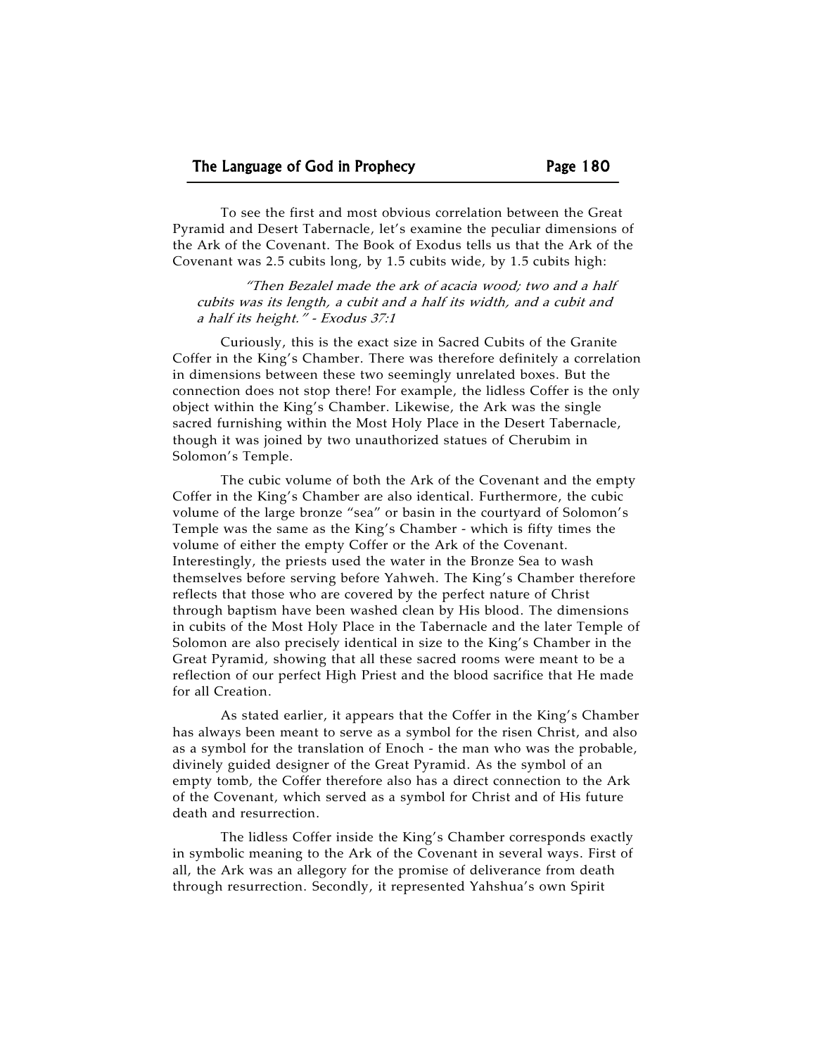To see the first and most obvious correlation between the Great Pyramid and Desert Tabernacle, let's examine the peculiar dimensions of the Ark of the Covenant. The Book of Exodus tells us that the Ark of the Covenant was 2.5 cubits long, by 1.5 cubits wide, by 1.5 cubits high:

> *"Then Bezalel made the ark of acacia wood; two and a half cubits was its length, a cubit and a half its width, and a cubit and a half its height." - Exodus 37:1*

Curiously, this is the exact size in Sacred Cubits of the Granite Coffer in the King's Chamber. There was therefore definitely a correlation in dimensions between these two seemingly unrelated boxes. But the connection does not stop there! For example, the lidless Coffer is the only object within the King's Chamber. Likewise, the Ark was the single sacred furnishing within the Most Holy Place in the Desert Tabernacle, though it was joined by two unauthorized statues of Cherubim in Solomon's Temple.

The cubic volume of both the Ark of the Covenant and the empty Coffer in the King's Chamber are also identical. Furthermore, the cubic volume of the large bronze "sea" or basin in the courtyard of Solomon's Temple was the same as the King's Chamber - which is fifty times the volume of either the empty Coffer or the Ark of the Covenant. Interestingly, the priests used the water in the Bronze Sea to wash themselves before serving before Yahweh. The King's Chamber therefore reflects that those who are covered by the perfect nature of Christ through baptism have been washed clean by His blood. The dimensions in cubits of the Most Holy Place in the Tabernacle and the later Temple of Solomon are also precisely identical in size to the King's Chamber in the Great Pyramid, showing that all these sacred rooms were meant to be a reflection of our perfect High Priest and the blood sacrifice that He made for all Creation.

As stated earlier, it appears that the Coffer in the King's Chamber has always been meant to serve as a symbol for the risen Christ, and also as a symbol for the translation of Enoch - the man who was the probable, divinely guided designer of the Great Pyramid. As the symbol of an empty tomb, the Coffer therefore also has a direct connection to the Ark of the Covenant, which served as a symbol for Christ and of His future death and resurrection.

The lidless Coffer inside the King's Chamber corresponds exactly in symbolic meaning to the Ark of the Covenant in several ways. First of all, the Ark was an allegory for the promise of deliverance from death through resurrection. Secondly, it represented Yahshua's own Spirit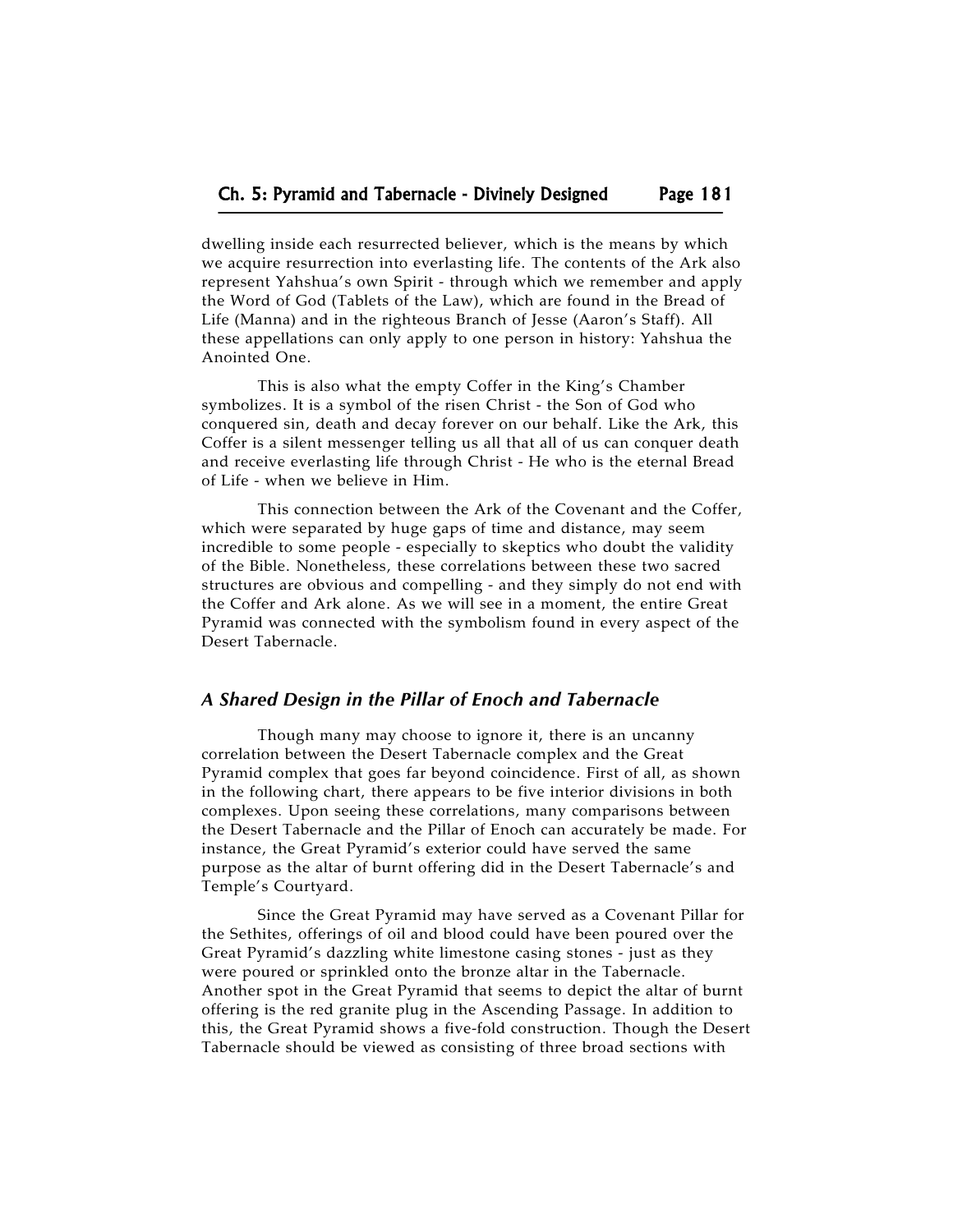dwelling inside each resurrected believer, which is the means by which we acquire resurrection into everlasting life. The contents of the Ark also represent Yahshua's own Spirit - through which we remember and apply the Word of God (Tablets of the Law), which are found in the Bread of Life (Manna) and in the righteous Branch of Jesse (Aaron's Staff). All these appellations can only apply to one person in history: Yahshua the Anointed One.

This is also what the empty Coffer in the King's Chamber symbolizes. It is a symbol of the risen Christ - the Son of God who conquered sin, death and decay forever on our behalf. Like the Ark, this Coffer is a silent messenger telling us all that all of us can conquer death and receive everlasting life through Christ - He who is the eternal Bread of Life - when we believe in Him.

This connection between the Ark of the Covenant and the Coffer, which were separated by huge gaps of time and distance, may seem incredible to some people - especially to skeptics who doubt the validity of the Bible. Nonetheless, these correlations between these two sacred structures are obvious and compelling - and they simply do not end with the Coffer and Ark alone. As we will see in a moment, the entire Great Pyramid was connected with the symbolism found in every aspect of the Desert Tabernacle.

### *A Shared Design in the Pillar of Enoch and Tabernacle*

Though many may choose to ignore it, there is an uncanny correlation between the Desert Tabernacle complex and the Great Pyramid complex that goes far beyond coincidence. First of all, as shown in the following chart, there appears to be five interior divisions in both complexes. Upon seeing these correlations, many comparisons between the Desert Tabernacle and the Pillar of Enoch can accurately be made. For instance, the Great Pyramid's exterior could have served the same purpose as the altar of burnt offering did in the Desert Tabernacle's and Temple's Courtyard.

Since the Great Pyramid may have served as a Covenant Pillar for the Sethites, offerings of oil and blood could have been poured over the Great Pyramid's dazzling white limestone casing stones - just as they were poured or sprinkled onto the bronze altar in the Tabernacle. Another spot in the Great Pyramid that seems to depict the altar of burnt offering is the red granite plug in the Ascending Passage. In addition to this, the Great Pyramid shows a five-fold construction. Though the Desert Tabernacle should be viewed as consisting of three broad sections with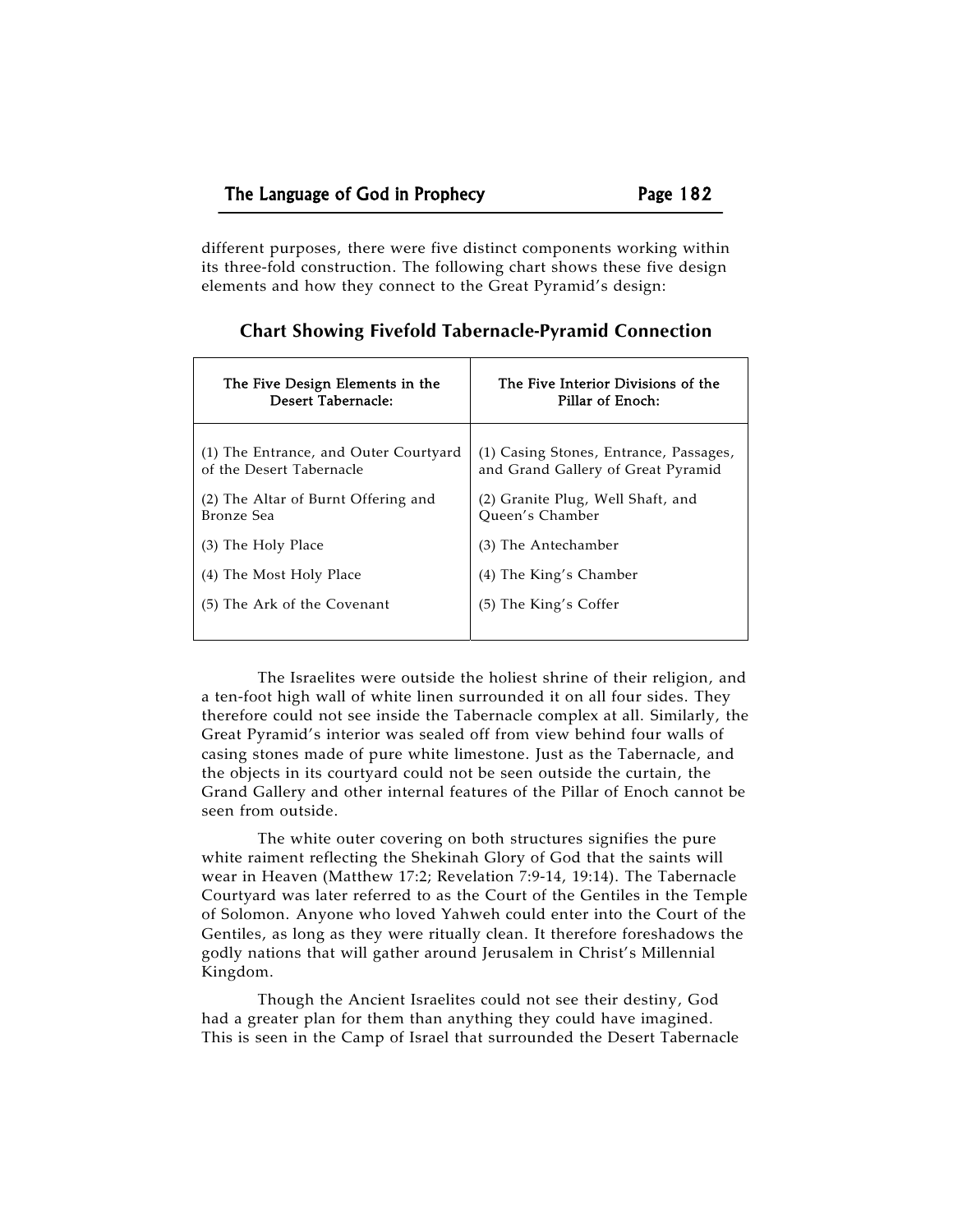different purposes, there were five distinct components working within its three-fold construction. The following chart shows these five design elements and how they connect to the Great Pyramid's design:

### Chart Showing Fivefold Tabernacle-Pyramid Connection

| The Five Design Elements in the Desert Tabernacle: | The Five Interior Divisions of the Pillar of Enoch: |
|---|---|
| (1) The Entrance, and Outer Courtyard of the Desert Tabernacle | (1) Casing Stones, Entrance, Passages, and Grand Gallery of Great Pyramid |
| (2) The Altar of Burnt Offering and Bronze Sea | (2) Granite Plug, Well Shaft, and Queen's Chamber |
| (3) The Holy Place | (3) The Antechamber |
| (4) The Most Holy Place | (4) The King's Chamber |
| (5) The Ark of the Covenant | (5) The King's Coffer |

The Israelites were outside the holiest shrine of their religion, and a ten-foot high wall of white linen surrounded it on all four sides. They therefore could not see inside the Tabernacle complex at all. Similarly, the Great Pyramid's interior was sealed off from view behind four walls of casing stones made of pure white limestone. Just as the Tabernacle, and the objects in its courtyard could not be seen outside the curtain, the Grand Gallery and other internal features of the Pillar of Enoch cannot be seen from outside.

The white outer covering on both structures signifies the pure white raiment reflecting the Shekinah Glory of God that the saints will wear in Heaven (Matthew 17:2; Revelation 7:9-14, 19:14). The Tabernacle Courtyard was later referred to as the Court of the Gentiles in the Temple of Solomon. Anyone who loved Yahweh could enter into the Court of the Gentiles, as long as they were ritually clean. It therefore foreshadows the godly nations that will gather around Jerusalem in Christ's Millennial Kingdom.

Though the Ancient Israelites could not see their destiny, God had a greater plan for them than anything they could have imagined. This is seen in the Camp of Israel that surrounded the Desert Tabernacle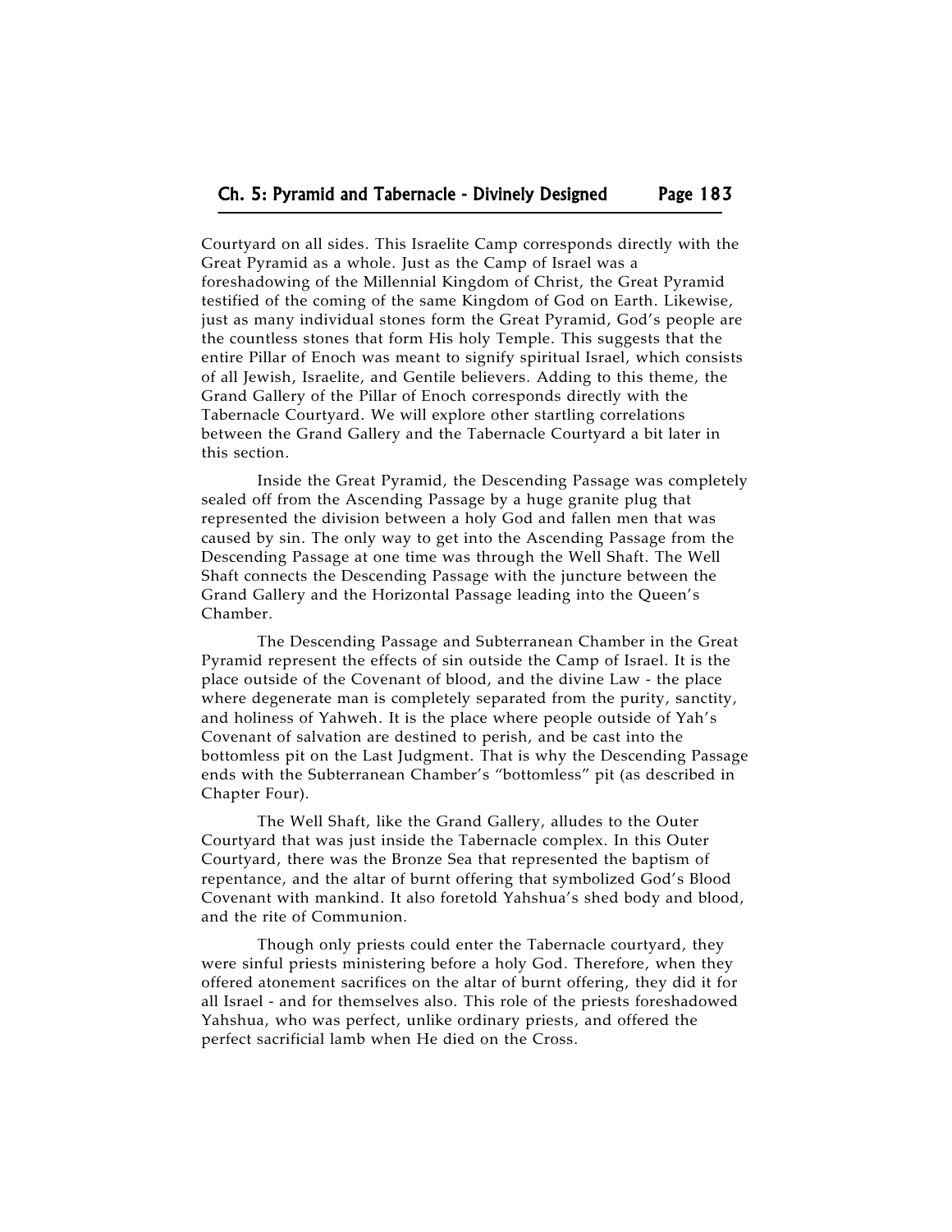Courtyard on all sides. This Israelite Camp corresponds directly with the Great Pyramid as a whole. Just as the Camp of Israel was a foreshadowing of the Millennial Kingdom of Christ, the Great Pyramid testified of the coming of the same Kingdom of God on Earth. Likewise, just as many individual stones form the Great Pyramid, God's people are the countless stones that form His holy Temple. This suggests that the entire Pillar of Enoch was meant to signify spiritual Israel, which consists of all Jewish, Israelite, and Gentile believers. Adding to this theme, the Grand Gallery of the Pillar of Enoch corresponds directly with the Tabernacle Courtyard. We will explore other startling correlations between the Grand Gallery and the Tabernacle Courtyard a bit later in this section.

Inside the Great Pyramid, the Descending Passage was completely sealed off from the Ascending Passage by a huge granite plug that represented the division between a holy God and fallen men that was caused by sin. The only way to get into the Ascending Passage from the Descending Passage at one time was through the Well Shaft. The Well Shaft connects the Descending Passage with the juncture between the Grand Gallery and the Horizontal Passage leading into the Queen's Chamber.

The Descending Passage and Subterranean Chamber in the Great Pyramid represent the effects of sin outside the Camp of Israel. It is the place outside of the Covenant of blood, and the divine Law - the place where degenerate man is completely separated from the purity, sanctity, and holiness of Yahweh. It is the place where people outside of Yah's Covenant of salvation are destined to perish, and be cast into the bottomless pit on the Last Judgment. That is why the Descending Passage ends with the Subterranean Chamber's "bottomless" pit (as described in Chapter Four).

The Well Shaft, like the Grand Gallery, alludes to the Outer Courtyard that was just inside the Tabernacle complex. In this Outer Courtyard, there was the Bronze Sea that represented the baptism of repentance, and the altar of burnt offering that symbolized God's Blood Covenant with mankind. It also foretold Yahshua's shed body and blood, and the rite of Communion.

Though only priests could enter the Tabernacle courtyard, they were sinful priests ministering before a holy God. Therefore, when they offered atonement sacrifices on the altar of burnt offering, they did it for all Israel - and for themselves also. This role of the priests foreshadowed Yahshua, who was perfect, unlike ordinary priests, and offered the perfect sacrificial lamb when He died on the Cross.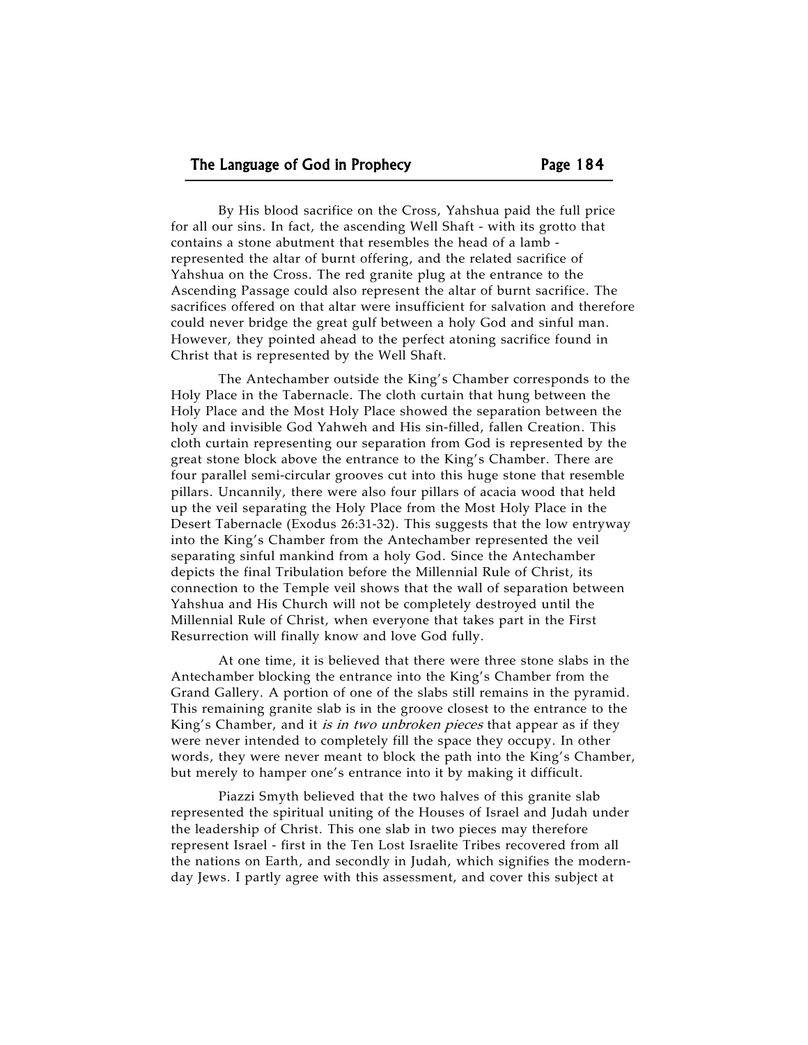By His blood sacrifice on the Cross, Yahshua paid the full price for all our sins. In fact, the ascending Well Shaft - with its grotto that contains a stone abutment that resembles the head of a lamb - represented the altar of burnt offering, and the related sacrifice of Yahshua on the Cross. The red granite plug at the entrance to the Ascending Passage could also represent the altar of burnt sacrifice. The sacrifices offered on that altar were insufficient for salvation and therefore could never bridge the great gulf between a holy God and sinful man. However, they pointed ahead to the perfect atoning sacrifice found in Christ that is represented by the Well Shaft.

The Antechamber outside the King's Chamber corresponds to the Holy Place in the Tabernacle. The cloth curtain that hung between the Holy Place and the Most Holy Place showed the separation between the holy and invisible God Yahweh and His sin-filled, fallen Creation. This cloth curtain representing our separation from God is represented by the great stone block above the entrance to the King's Chamber. There are four parallel semi-circular grooves cut into this huge stone that resemble pillars. Uncannily, there were also four pillars of acacia wood that held up the veil separating the Holy Place from the Most Holy Place in the Desert Tabernacle (Exodus 26:31-32). This suggests that the low entryway into the King's Chamber from the Antechamber represented the veil separating sinful mankind from a holy God. Since the Antechamber depicts the final Tribulation before the Millennial Rule of Christ, its connection to the Temple veil shows that the wall of separation between Yahshua and His Church will not be completely destroyed until the Millennial Rule of Christ, when everyone that takes part in the First Resurrection will finally know and love God fully.

At one time, it is believed that there were three stone slabs in the Antechamber blocking the entrance into the King's Chamber from the Grand Gallery. A portion of one of the slabs still remains in the pyramid. This remaining granite slab is in the groove closest to the entrance to the King's Chamber, and it *is in two unbroken pieces* that appear as if they were never intended to completely fill the space they occupy. In other words, they were never meant to block the path into the King's Chamber, but merely to hamper one's entrance into it by making it difficult.

Piazzi Smyth believed that the two halves of this granite slab represented the spiritual uniting of the Houses of Israel and Judah under the leadership of Christ. This one slab in two pieces may therefore represent Israel - first in the Ten Lost Israelite Tribes recovered from all the nations on Earth, and secondly in Judah, which signifies the modern-day Jews. I partly agree with this assessment, and cover this subject at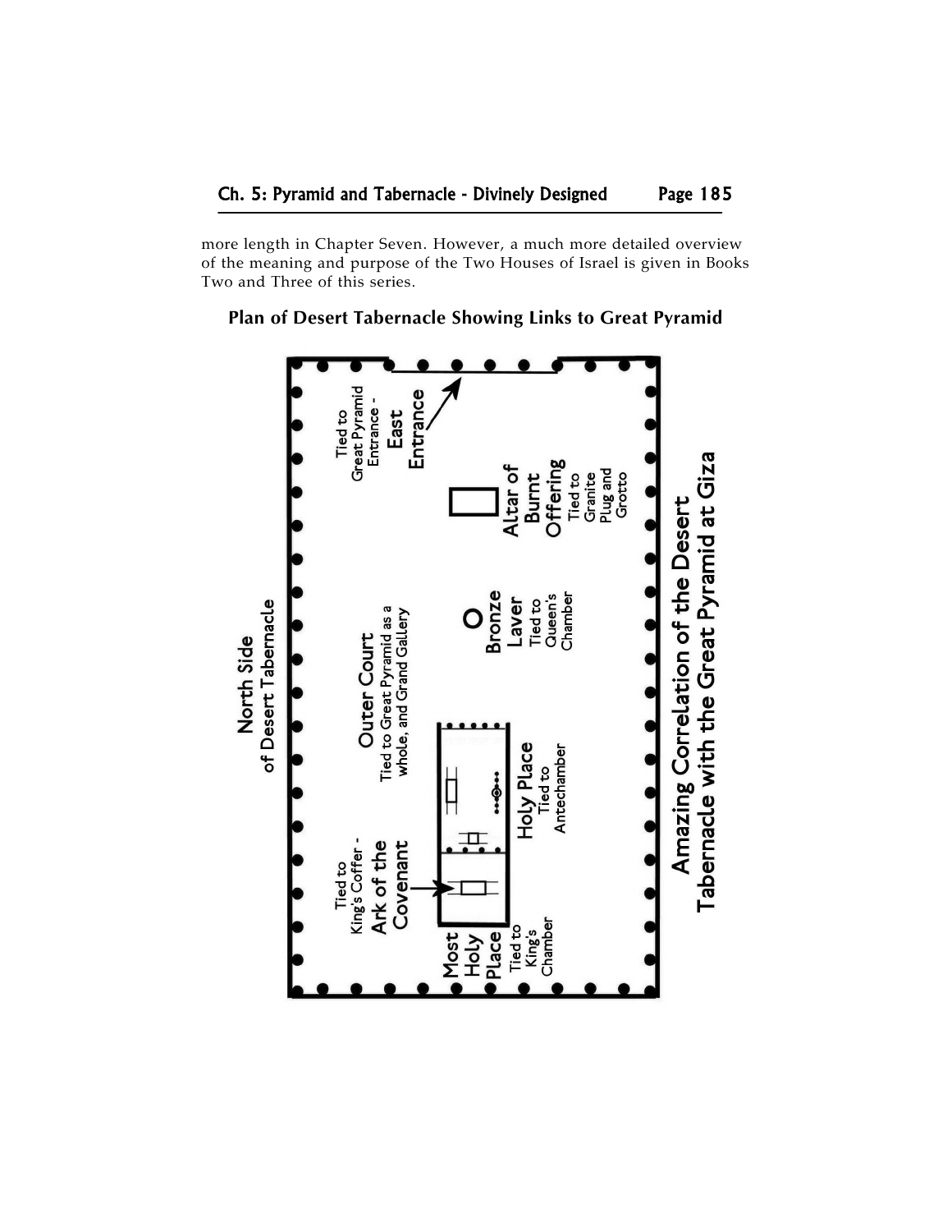more length in Chapter Seven. However, a much more detailed overview of the meaning and purpose of the Two Houses of Israel is given in Books Two and Three of this series.

**Plan of Desert Tabernacle Showing Links to Great Pyramid**

North Side of Desert Tabernacle

Tied to Great Pyramid Entrance - East Entrance

Altar of Burnt Offering Tied to Granite Plug and Grotto

Bronze Laver Tied to Queen's Chamber

Outer Court Tied to Great Pyramid as a whole, and Grand Gallery

Holy Place Tied to Antechamber

Tied to King's Coffer - Ark of the Covenant

Most Holy Place Tied to King's Chamber

Amazing Correlation of the Desert Tabernacle with the Great Pyramid at Giza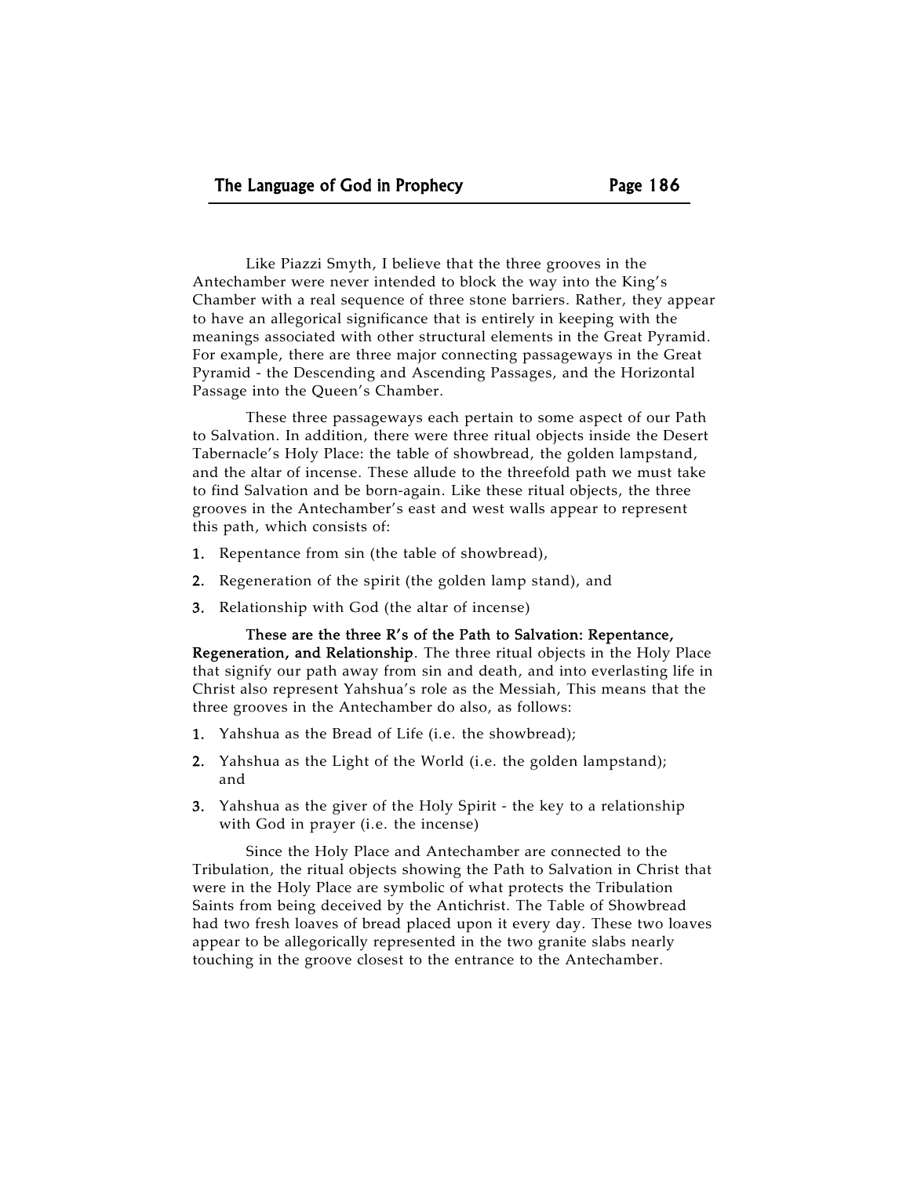Like Piazzi Smyth, I believe that the three grooves in the Antechamber were never intended to block the way into the King's Chamber with a real sequence of three stone barriers. Rather, they appear to have an allegorical significance that is entirely in keeping with the meanings associated with other structural elements in the Great Pyramid. For example, there are three major connecting passageways in the Great Pyramid - the Descending and Ascending Passages, and the Horizontal Passage into the Queen's Chamber.

These three passageways each pertain to some aspect of our Path to Salvation. In addition, there were three ritual objects inside the Desert Tabernacle's Holy Place: the table of showbread, the golden lampstand, and the altar of incense. These allude to the threefold path we must take to find Salvation and be born-again. Like these ritual objects, the three grooves in the Antechamber's east and west walls appear to represent this path, which consists of:

1. Repentance from sin (the table of showbread),
2. Regeneration of the spirit (the golden lamp stand), and
3. Relationship with God (the altar of incense)

**These are the three R's of the Path to Salvation: Repentance, Regeneration, and Relationship**. The three ritual objects in the Holy Place that signify our path away from sin and death, and into everlasting life in Christ also represent Yahshua's role as the Messiah, This means that the three grooves in the Antechamber do also, as follows:

1. Yahshua as the Bread of Life (i.e. the showbread);
2. Yahshua as the Light of the World (i.e. the golden lampstand); and
3. Yahshua as the giver of the Holy Spirit - the key to a relationship with God in prayer (i.e. the incense)

Since the Holy Place and Antechamber are connected to the Tribulation, the ritual objects showing the Path to Salvation in Christ that were in the Holy Place are symbolic of what protects the Tribulation Saints from being deceived by the Antichrist. The Table of Showbread had two fresh loaves of bread placed upon it every day. These two loaves appear to be allegorically represented in the two granite slabs nearly touching in the groove closest to the entrance to the Antechamber.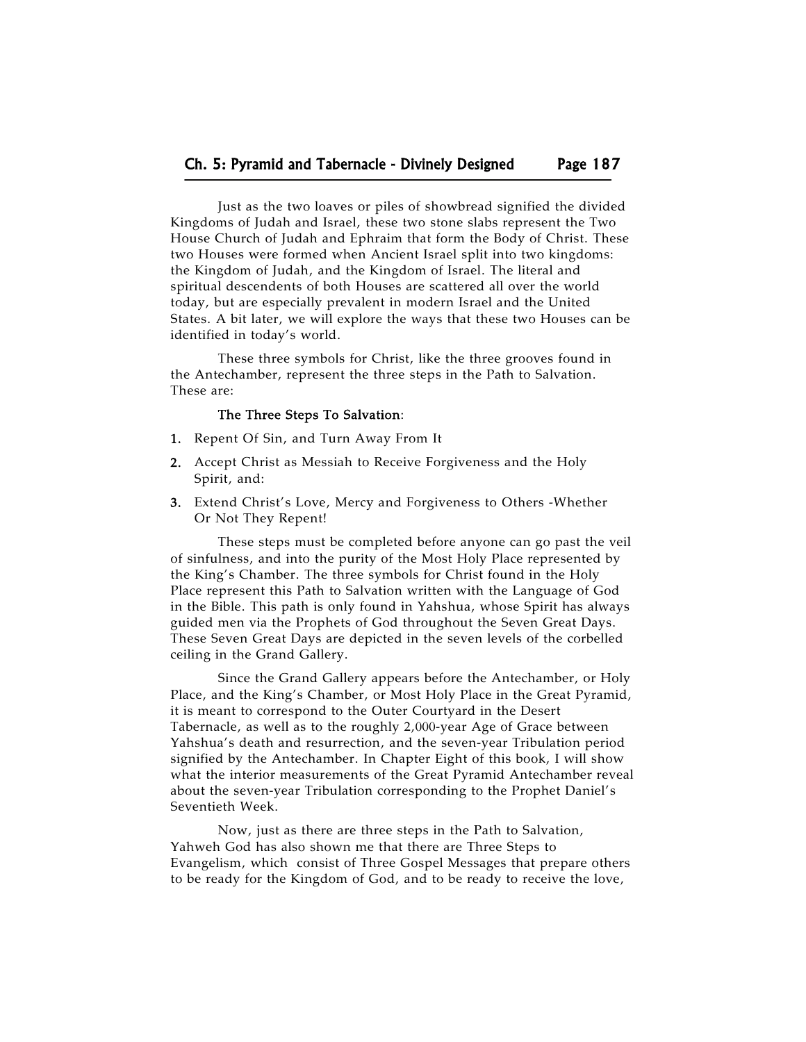Just as the two loaves or piles of showbread signified the divided Kingdoms of Judah and Israel, these two stone slabs represent the Two House Church of Judah and Ephraim that form the Body of Christ. These two Houses were formed when Ancient Israel split into two kingdoms: the Kingdom of Judah, and the Kingdom of Israel. The literal and spiritual descendents of both Houses are scattered all over the world today, but are especially prevalent in modern Israel and the United States. A bit later, we will explore the ways that these two Houses can be identified in today's world.

These three symbols for Christ, like the three grooves found in the Antechamber, represent the three steps in the Path to Salvation. These are:

**The Three Steps To Salvation**:

1. Repent Of Sin, and Turn Away From It
2. Accept Christ as Messiah to Receive Forgiveness and the Holy Spirit, and:
3. Extend Christ's Love, Mercy and Forgiveness to Others -Whether Or Not They Repent!

These steps must be completed before anyone can go past the veil of sinfulness, and into the purity of the Most Holy Place represented by the King's Chamber. The three symbols for Christ found in the Holy Place represent this Path to Salvation written with the Language of God in the Bible. This path is only found in Yahshua, whose Spirit has always guided men via the Prophets of God throughout the Seven Great Days. These Seven Great Days are depicted in the seven levels of the corbelled ceiling in the Grand Gallery.

Since the Grand Gallery appears before the Antechamber, or Holy Place, and the King's Chamber, or Most Holy Place in the Great Pyramid, it is meant to correspond to the Outer Courtyard in the Desert Tabernacle, as well as to the roughly 2,000-year Age of Grace between Yahshua's death and resurrection, and the seven-year Tribulation period signified by the Antechamber. In Chapter Eight of this book, I will show what the interior measurements of the Great Pyramid Antechamber reveal about the seven-year Tribulation corresponding to the Prophet Daniel's Seventieth Week.

Now, just as there are three steps in the Path to Salvation, Yahweh God has also shown me that there are Three Steps to Evangelism, which consist of Three Gospel Messages that prepare others to be ready for the Kingdom of God, and to be ready to receive the love,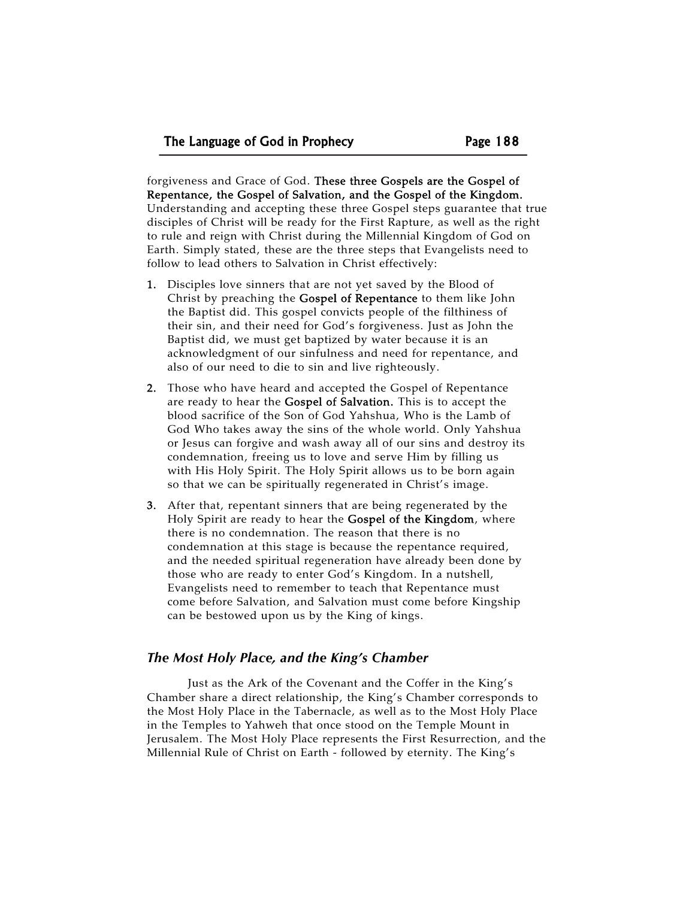forgiveness and Grace of God. **These three Gospels are the Gospel of Repentance, the Gospel of Salvation, and the Gospel of the Kingdom.** Understanding and accepting these three Gospel steps guarantee that true disciples of Christ will be ready for the First Rapture, as well as the right to rule and reign with Christ during the Millennial Kingdom of God on Earth. Simply stated, these are the three steps that Evangelists need to follow to lead others to Salvation in Christ effectively:

1. Disciples love sinners that are not yet saved by the Blood of Christ by preaching the **Gospel of Repentance** to them like John the Baptist did. This gospel convicts people of the filthiness of their sin, and their need for God's forgiveness. Just as John the Baptist did, we must get baptized by water because it is an acknowledgment of our sinfulness and need for repentance, and also of our need to die to sin and live righteously.
2. Those who have heard and accepted the Gospel of Repentance are ready to hear the **Gospel of Salvation.** This is to accept the blood sacrifice of the Son of God Yahshua, Who is the Lamb of God Who takes away the sins of the whole world. Only Yahshua or Jesus can forgive and wash away all of our sins and destroy its condemnation, freeing us to love and serve Him by filling us with His Holy Spirit. The Holy Spirit allows us to be born again so that we can be spiritually regenerated in Christ's image.
3. After that, repentant sinners that are being regenerated by the Holy Spirit are ready to hear the **Gospel of the Kingdom**, where there is no condemnation. The reason that there is no condemnation at this stage is because the repentance required, and the needed spiritual regeneration have already been done by those who are ready to enter God's Kingdom. In a nutshell, Evangelists need to remember to teach that Repentance must come before Salvation, and Salvation must come before Kingship can be bestowed upon us by the King of kings.

### *The Most Holy Place, and the King's Chamber*

Just as the Ark of the Covenant and the Coffer in the King's Chamber share a direct relationship, the King's Chamber corresponds to the Most Holy Place in the Tabernacle, as well as to the Most Holy Place in the Temples to Yahweh that once stood on the Temple Mount in Jerusalem. The Most Holy Place represents the First Resurrection, and the Millennial Rule of Christ on Earth - followed by eternity. The King's